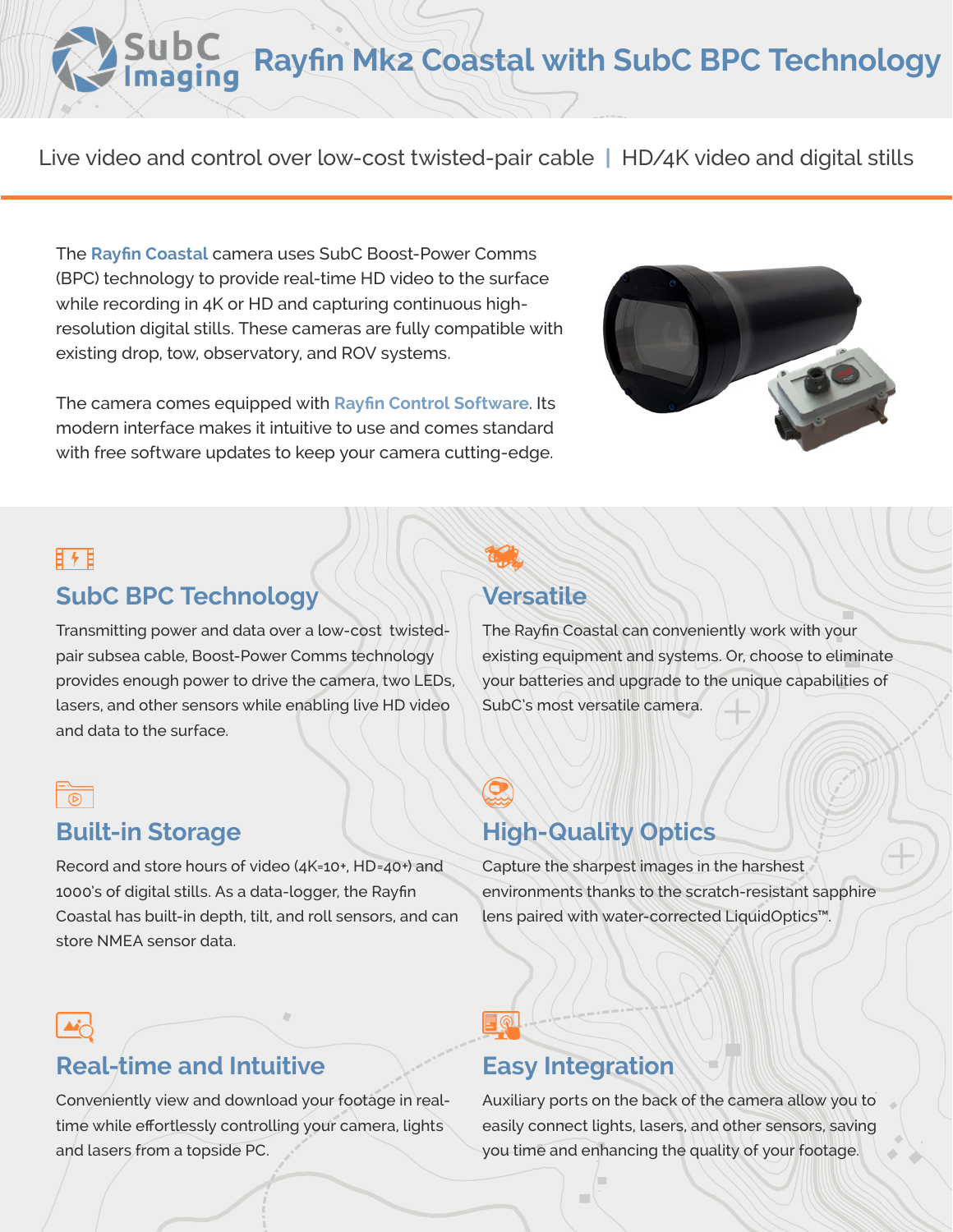# Rayfin Mk2 Coastal with SubC BPC Technology

Live video and control over low-cost twisted-pair cable | HD/4K video and digital stills

The **Rayfin Coastal** camera uses SubC Boost-Power Comms (BPC) technology to provide real-time HD video to the surface while recording in 4K or HD and capturing continuous high-resolution digital stills. These cameras are fully compatible with existing drop, tow, observatory, and ROV systems.

The camera comes equipped with **Rayfin Control Software**. Its modern interface makes it intuitive to use and comes standard with free software updates to keep your camera cutting-edge.

## SubC BPC Technology

Transmitting power and data over a low-cost twisted-pair subsea cable, Boost-Power Comms technology provides enough power to drive the camera, two LEDs, lasers, and other sensors while enabling live HD video and data to the surface.

## Versatile

The Rayfin Coastal can conveniently work with your existing equipment and systems. Or, choose to eliminate your batteries and upgrade to the unique capabilities of SubC's most versatile camera.

## Built-in Storage

Record and store hours of video (4K=10+, HD=40+) and 1000's of digital stills. As a data-logger, the Rayfin Coastal has built-in depth, tilt, and roll sensors, and can store NMEA sensor data.

## High-Quality Optics

Capture the sharpest images in the harshest environments thanks to the scratch-resistant sapphire lens paired with water-corrected LiquidOptics™.

## Real-time and Intuitive

Conveniently view and download your footage in real-time while effortlessly controlling your camera, lights and lasers from a topside PC.

## Easy Integration

Auxiliary ports on the back of the camera allow you to easily connect lights, lasers, and other sensors, saving you time and enhancing the quality of your footage.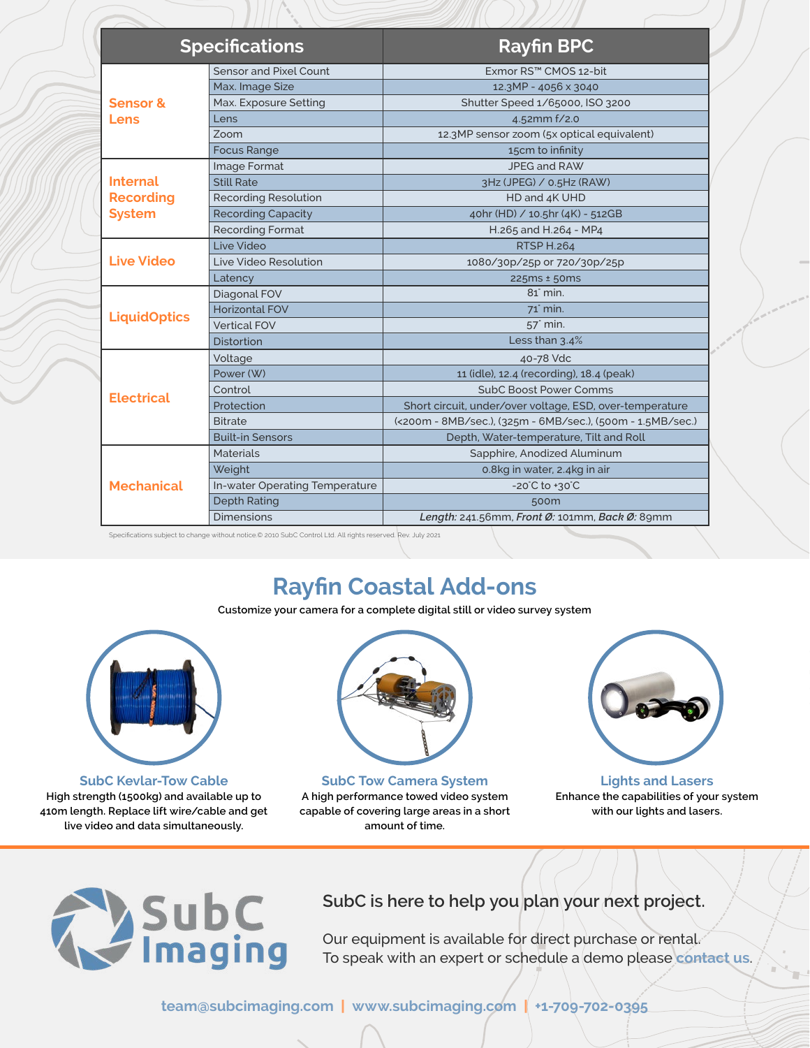| Specifications | | Rayfin BPC |
|---|---|---|
| **Sensor & Lens** | Sensor and Pixel Count | Exmor RS™ CMOS 12-bit |
| | Max. Image Size | 12.3MP - 4056 x 3040 |
| | Max. Exposure Setting | Shutter Speed 1/65000, ISO 3200 |
| | Lens | 4.52mm f/2.0 |
| | Zoom | 12.3MP sensor zoom (5x optical equivalent) |
| | Focus Range | 15cm to infinity |
| **Internal Recording System** | Image Format | JPEG and RAW |
| | Still Rate | 3Hz (JPEG) / 0.5Hz (RAW) |
| | Recording Resolution | HD and 4K UHD |
| | Recording Capacity | 40hr (HD) / 10.5hr (4K) - 512GB |
| | Recording Format | H.265 and H.264 - MP4 |
| **Live Video** | Live Video | RTSP H.264 |
| | Live Video Resolution | 1080/30p/25p or 720/30p/25p |
| | Latency | 225ms ± 50ms |
| **LiquidOptics** | Diagonal FOV | 81° min. |
| | Horizontal FOV | 71° min. |
| | Vertical FOV | 57° min. |
| | Distortion | Less than 3.4% |
| **Electrical** | Voltage | 40-78 Vdc |
| | Power (W) | 11 (idle), 12.4 (recording), 18.4 (peak) |
| | Control | SubC Boost Power Comms |
| | Protection | Short circuit, under/over voltage, ESD, over-temperature |
| | Bitrate | (<200m - 8MB/sec.), (325m - 6MB/sec.), (500m - 1.5MB/sec.) |
| | Built-in Sensors | Depth, Water-temperature, Tilt and Roll |
| **Mechanical** | Materials | Sapphire, Anodized Aluminum |
| | Weight | 0.8kg in water, 2.4kg in air |
| | In-water Operating Temperature | -20°C to +30°C |
| | Depth Rating | 500m |
| | Dimensions | ***Length:*** 241.56mm, ***Front Ø:*** 101mm, ***Back Ø:*** 89mm |

Specifications subject to change without notice.© 2010 SubC Control Ltd. All rights reserved. Rev. July 2021

# Rayfin Coastal Add-ons

Customize your camera for a complete digital still or video survey system

### SubC Kevlar-Tow Cable

High strength (1500kg) and available up to 410m length. Replace lift wire/cable and get live video and data simultaneously.

### SubC Tow Camera System

A high performance towed video system capable of covering large areas in a short amount of time.

### Lights and Lasers

Enhance the capabilities of your system with our lights and lasers.

SubC Imaging

## SubC is here to help you plan your next project.

Our equipment is available for direct purchase or rental.
To speak with an expert or schedule a demo please contact us.

team@subcimaging.com | www.subcimaging.com | +1-709-702-0395